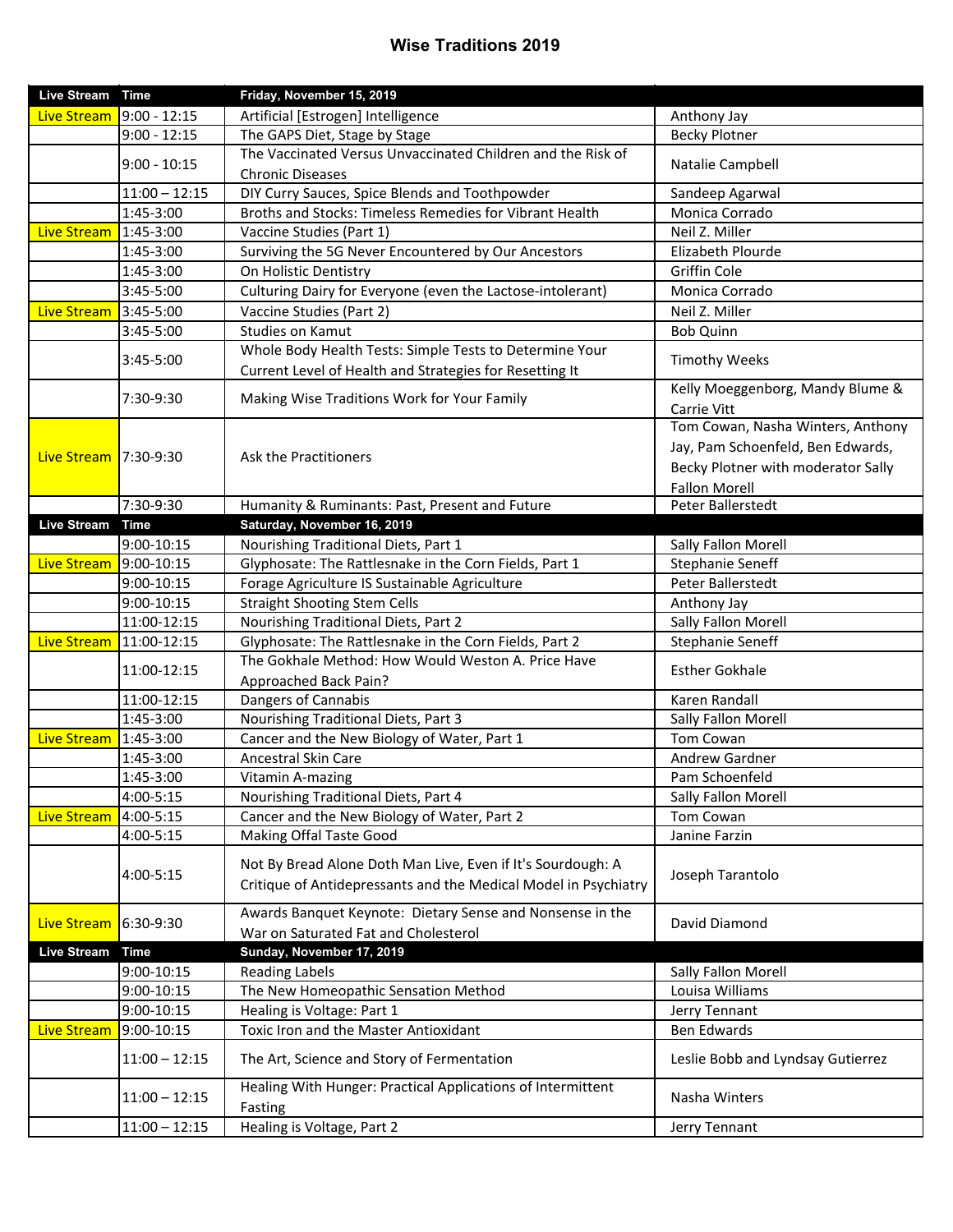# Wise Traditions 2019

| Live Stream | Time | Friday, November 15, 2019 | |
|---|---|---|---|
| Live Stream | 9:00 - 12:15 | Artificial [Estrogen] Intelligence | Anthony Jay |
| | 9:00 - 12:15 | The GAPS Diet, Stage by Stage | Becky Plotner |
| | 9:00 - 10:15 | The Vaccinated Versus Unvaccinated Children and the Risk of Chronic Diseases | Natalie Campbell |
| | 11:00 – 12:15 | DIY Curry Sauces, Spice Blends and Toothpowder | Sandeep Agarwal |
| | 1:45-3:00 | Broths and Stocks: Timeless Remedies for Vibrant Health | Monica Corrado |
| Live Stream | 1:45-3:00 | Vaccine Studies (Part 1) | Neil Z. Miller |
| | 1:45-3:00 | Surviving the 5G Never Encountered by Our Ancestors | Elizabeth Plourde |
| | 1:45-3:00 | On Holistic Dentistry | Griffin Cole |
| | 3:45-5:00 | Culturing Dairy for Everyone (even the Lactose-intolerant) | Monica Corrado |
| Live Stream | 3:45-5:00 | Vaccine Studies (Part 2) | Neil Z. Miller |
| | 3:45-5:00 | Studies on Kamut | Bob Quinn |
| | 3:45-5:00 | Whole Body Health Tests: Simple Tests to Determine Your Current Level of Health and Strategies for Resetting It | Timothy Weeks |
| | 7:30-9:30 | Making Wise Traditions Work for Your Family | Kelly Moeggenborg, Mandy Blume & Carrie Vitt |
| Live Stream | 7:30-9:30 | Ask the Practitioners | Tom Cowan, Nasha Winters, Anthony Jay, Pam Schoenfeld, Ben Edwards, Becky Plotner with moderator Sally Fallon Morell |
| | 7:30-9:30 | Humanity & Ruminants: Past, Present and Future | Peter Ballerstedt |
| **Live Stream** | **Time** | **Saturday, November 16, 2019** | |
| | 9:00-10:15 | Nourishing Traditional Diets, Part 1 | Sally Fallon Morell |
| Live Stream | 9:00-10:15 | Glyphosate: The Rattlesnake in the Corn Fields, Part 1 | Stephanie Seneff |
| | 9:00-10:15 | Forage Agriculture IS Sustainable Agriculture | Peter Ballerstedt |
| | 9:00-10:15 | Straight Shooting Stem Cells | Anthony Jay |
| | 11:00-12:15 | Nourishing Traditional Diets, Part 2 | Sally Fallon Morell |
| Live Stream | 11:00-12:15 | Glyphosate: The Rattlesnake in the Corn Fields, Part 2 | Stephanie Seneff |
| | 11:00-12:15 | The Gokhale Method: How Would Weston A. Price Have Approached Back Pain? | Esther Gokhale |
| | 11:00-12:15 | Dangers of Cannabis | Karen Randall |
| | 1:45-3:00 | Nourishing Traditional Diets, Part 3 | Sally Fallon Morell |
| Live Stream | 1:45-3:00 | Cancer and the New Biology of Water, Part 1 | Tom Cowan |
| | 1:45-3:00 | Ancestral Skin Care | Andrew Gardner |
| | 1:45-3:00 | Vitamin A-mazing | Pam Schoenfeld |
| | 4:00-5:15 | Nourishing Traditional Diets, Part 4 | Sally Fallon Morell |
| Live Stream | 4:00-5:15 | Cancer and the New Biology of Water, Part 2 | Tom Cowan |
| | 4:00-5:15 | Making Offal Taste Good | Janine Farzin |
| | 4:00-5:15 | Not By Bread Alone Doth Man Live, Even if It's Sourdough: A Critique of Antidepressants and the Medical Model in Psychiatry | Joseph Tarantolo |
| Live Stream | 6:30-9:30 | Awards Banquet Keynote: Dietary Sense and Nonsense in the War on Saturated Fat and Cholesterol | David Diamond |
| **Live Stream** | **Time** | **Sunday, November 17, 2019** | |
| | 9:00-10:15 | Reading Labels | Sally Fallon Morell |
| | 9:00-10:15 | The New Homeopathic Sensation Method | Louisa Williams |
| | 9:00-10:15 | Healing is Voltage: Part 1 | Jerry Tennant |
| Live Stream | 9:00-10:15 | Toxic Iron and the Master Antioxidant | Ben Edwards |
| | 11:00 – 12:15 | The Art, Science and Story of Fermentation | Leslie Bobb and Lyndsay Gutierrez |
| | 11:00 – 12:15 | Healing With Hunger: Practical Applications of Intermittent Fasting | Nasha Winters |
| | 11:00 – 12:15 | Healing is Voltage, Part 2 | Jerry Tennant |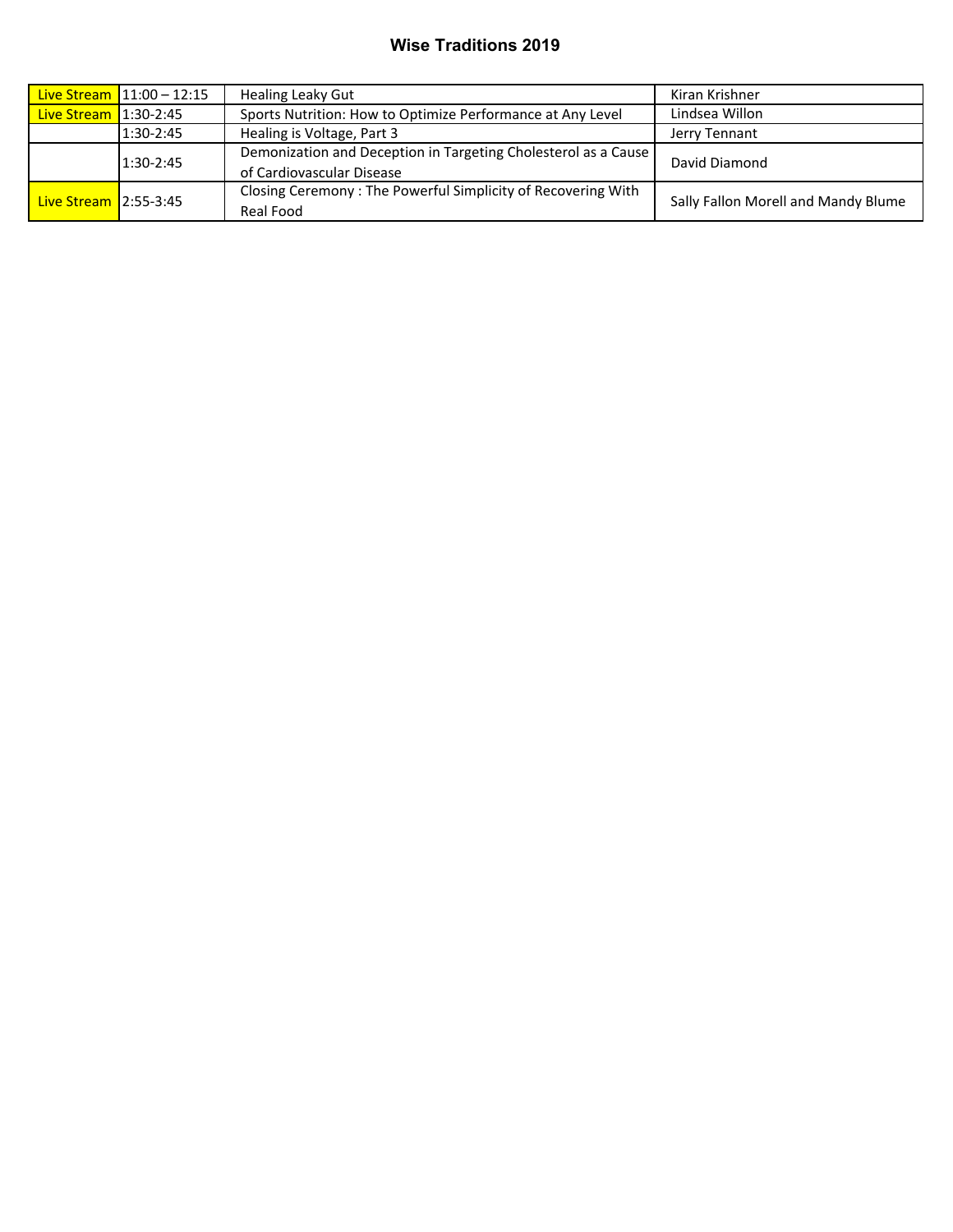# Wise Traditions 2019

| | | | |
|---|---|---|---|
| Live Stream | 11:00 – 12:15 | Healing Leaky Gut | Kiran Krishner |
| Live Stream | 1:30-2:45 | Sports Nutrition: How to Optimize Performance at Any Level | Lindsea Willon |
| | 1:30-2:45 | Healing is Voltage, Part 3 | Jerry Tennant |
| | 1:30-2:45 | Demonization and Deception in Targeting Cholesterol as a Cause of Cardiovascular Disease | David Diamond |
| Live Stream | 2:55-3:45 | Closing Ceremony : The Powerful Simplicity of Recovering With Real Food | Sally Fallon Morell and Mandy Blume |